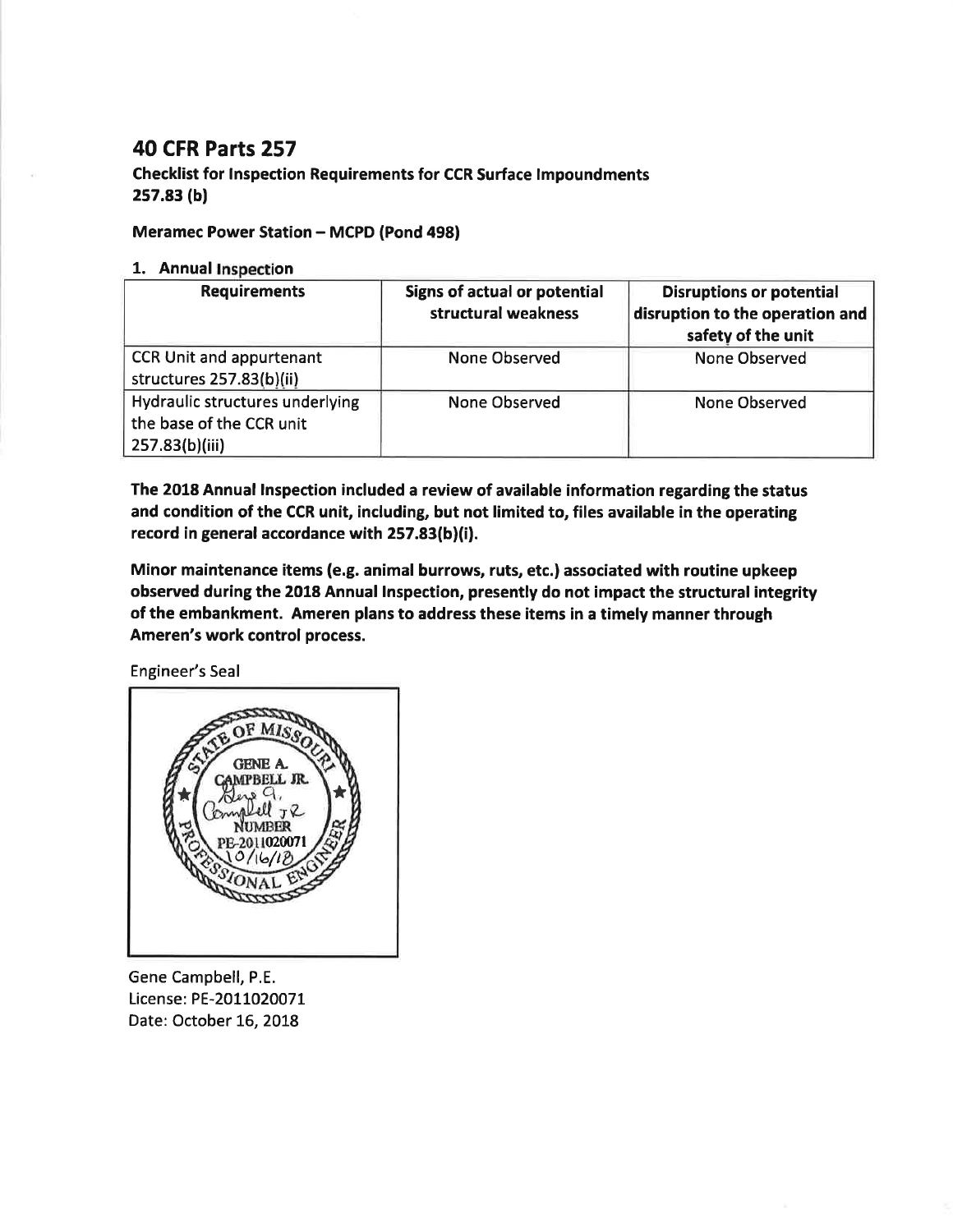# 40 CFR Parts 257

**Checklist for Inspection Requirements for CCR Surface Impoundments**
**257.83 (b)**

**Meramec Power Station – MCPD (Pond 498)**

## 1. Annual Inspection

| Requirements | Signs of actual or potential structural weakness | Disruptions or potential disruption to the operation and safety of the unit |
|---|---|---|
| CCR Unit and appurtenant structures 257.83(b)(ii) | None Observed | None Observed |
| Hydraulic structures underlying the base of the CCR unit 257.83(b)(iii) | None Observed | None Observed |

**The 2018 Annual Inspection included a review of available information regarding the status and condition of the CCR unit, including, but not limited to, files available in the operating record in general accordance with 257.83(b)(i).**

**Minor maintenance items (e.g. animal burrows, ruts, etc.) associated with routine upkeep observed during the 2018 Annual Inspection, presently do not impact the structural integrity of the embankment. Ameren plans to address these items in a timely manner through Ameren's work control process.**

Engineer's Seal

STATE OF MISSOURI
GENE A. CAMPBELL JR.
NUMBER
PE-2011020071
10/16/18
PROFESSIONAL ENGINEER

Gene Campbell, P.E.
License: PE-2011020071
Date: October 16, 2018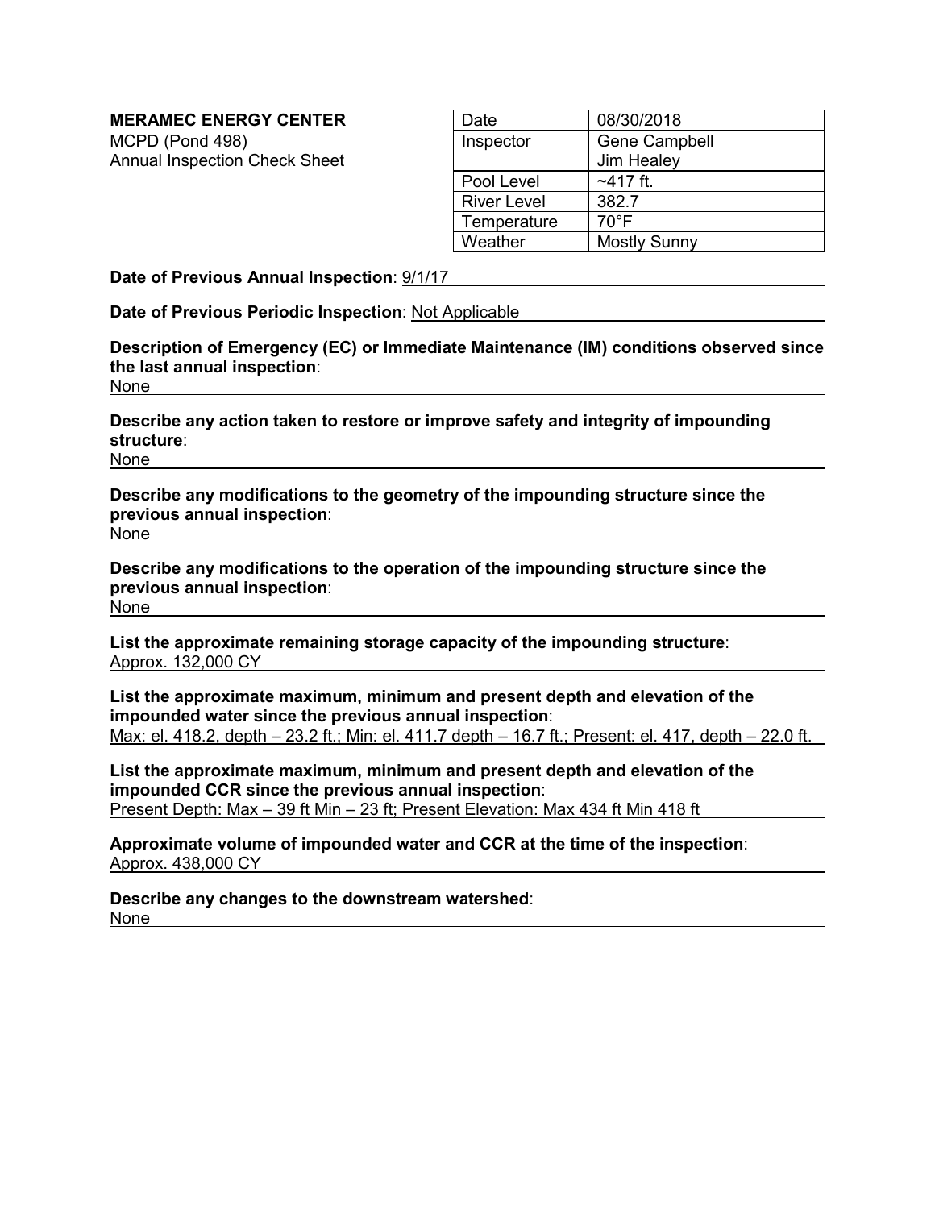**MERAMEC ENERGY CENTER**
MCPD (Pond 498)
Annual Inspection Check Sheet

| | |
|---|---|
| Date | 08/30/2018 |
| Inspector | Gene Campbell<br>Jim Healey |
| Pool Level | ~417 ft. |
| River Level | 382.7 |
| Temperature | 70°F |
| Weather | Mostly Sunny |

**Date of Previous Annual Inspection**: 9/1/17

**Date of Previous Periodic Inspection**: Not Applicable

**Description of Emergency (EC) or Immediate Maintenance (IM) conditions observed since the last annual inspection**:
None

**Describe any action taken to restore or improve safety and integrity of impounding structure**:
None

**Describe any modifications to the geometry of the impounding structure since the previous annual inspection**:
None

**Describe any modifications to the operation of the impounding structure since the previous annual inspection**:
None

**List the approximate remaining storage capacity of the impounding structure**:
Approx. 132,000 CY

**List the approximate maximum, minimum and present depth and elevation of the impounded water since the previous annual inspection**:
Max: el. 418.2, depth – 23.2 ft.; Min: el. 411.7 depth – 16.7 ft.; Present: el. 417, depth – 22.0 ft.

**List the approximate maximum, minimum and present depth and elevation of the impounded CCR since the previous annual inspection**:
Present Depth: Max – 39 ft Min – 23 ft; Present Elevation: Max 434 ft Min 418 ft

**Approximate volume of impounded water and CCR at the time of the inspection**:
Approx. 438,000 CY

**Describe any changes to the downstream watershed**:
None